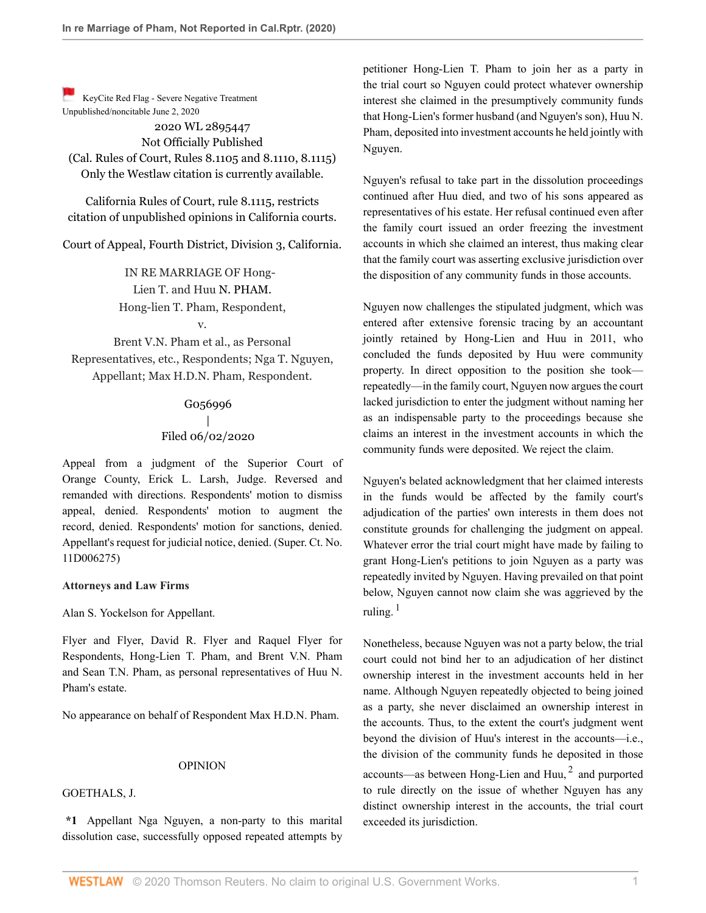KeyCite Red Flag - Severe Negative Treatment
Unpublished/noncitable June 2, 2020

2020 WL 2895447
Not Officially Published
(Cal. Rules of Court, Rules 8.1105 and 8.1110, 8.1115)
Only the Westlaw citation is currently available.

California Rules of Court, rule 8.1115, restricts citation of unpublished opinions in California courts.

Court of Appeal, Fourth District, Division 3, California.

IN RE MARRIAGE OF Hong-Lien T. and Huu N. PHAM.
Hong-lien T. Pham, Respondent,
v.
Brent V.N. Pham et al., as Personal Representatives, etc., Respondents; Nga T. Nguyen, Appellant; Max H.D.N. Pham, Respondent.

G056996
|
Filed 06/02/2020

Appeal from a judgment of the Superior Court of Orange County, Erick L. Larsh, Judge. Reversed and remanded with directions. Respondents' motion to dismiss appeal, denied. Respondents' motion to augment the record, denied. Respondents' motion for sanctions, denied. Appellant's request for judicial notice, denied. (Super. Ct. No. 11D006275)

**Attorneys and Law Firms**

Alan S. Yockelson for Appellant.

Flyer and Flyer, David R. Flyer and Raquel Flyer for Respondents, Hong-Lien T. Pham, and Brent V.N. Pham and Sean T.N. Pham, as personal representatives of Huu N. Pham's estate.

No appearance on behalf of Respondent Max H.D.N. Pham.

OPINION

GOETHALS, J.

**\*1** Appellant Nga Nguyen, a non-party to this marital dissolution case, successfully opposed repeated attempts by petitioner Hong-Lien T. Pham to join her as a party in the trial court so Nguyen could protect whatever ownership interest she claimed in the presumptively community funds that Hong-Lien's former husband (and Nguyen's son), Huu N. Pham, deposited into investment accounts he held jointly with Nguyen.

Nguyen's refusal to take part in the dissolution proceedings continued after Huu died, and two of his sons appeared as representatives of his estate. Her refusal continued even after the family court issued an order freezing the investment accounts in which she claimed an interest, thus making clear that the family court was asserting exclusive jurisdiction over the disposition of any community funds in those accounts.

Nguyen now challenges the stipulated judgment, which was entered after extensive forensic tracing by an accountant jointly retained by Hong-Lien and Huu in 2011, who concluded the funds deposited by Huu were community property. In direct opposition to the position she took—repeatedly—in the family court, Nguyen now argues the court lacked jurisdiction to enter the judgment without naming her as an indispensable party to the proceedings because she claims an interest in the investment accounts in which the community funds were deposited. We reject the claim.

Nguyen's belated acknowledgment that her claimed interests in the funds would be affected by the family court's adjudication of the parties' own interests in them does not constitute grounds for challenging the judgment on appeal. Whatever error the trial court might have made by failing to grant Hong-Lien's petitions to join Nguyen as a party was repeatedly invited by Nguyen. Having prevailed on that point below, Nguyen cannot now claim she was aggrieved by the ruling. [1]

Nonetheless, because Nguyen was not a party below, the trial court could not bind her to an adjudication of her distinct ownership interest in the investment accounts held in her name. Although Nguyen repeatedly objected to being joined as a party, she never disclaimed an ownership interest in the accounts. Thus, to the extent the court's judgment went beyond the division of Huu's interest in the accounts—i.e., the division of the community funds he deposited in those accounts—as between Hong-Lien and Huu, [2] and purported to rule directly on the issue of whether Nguyen has any distinct ownership interest in the accounts, the trial court exceeded its jurisdiction.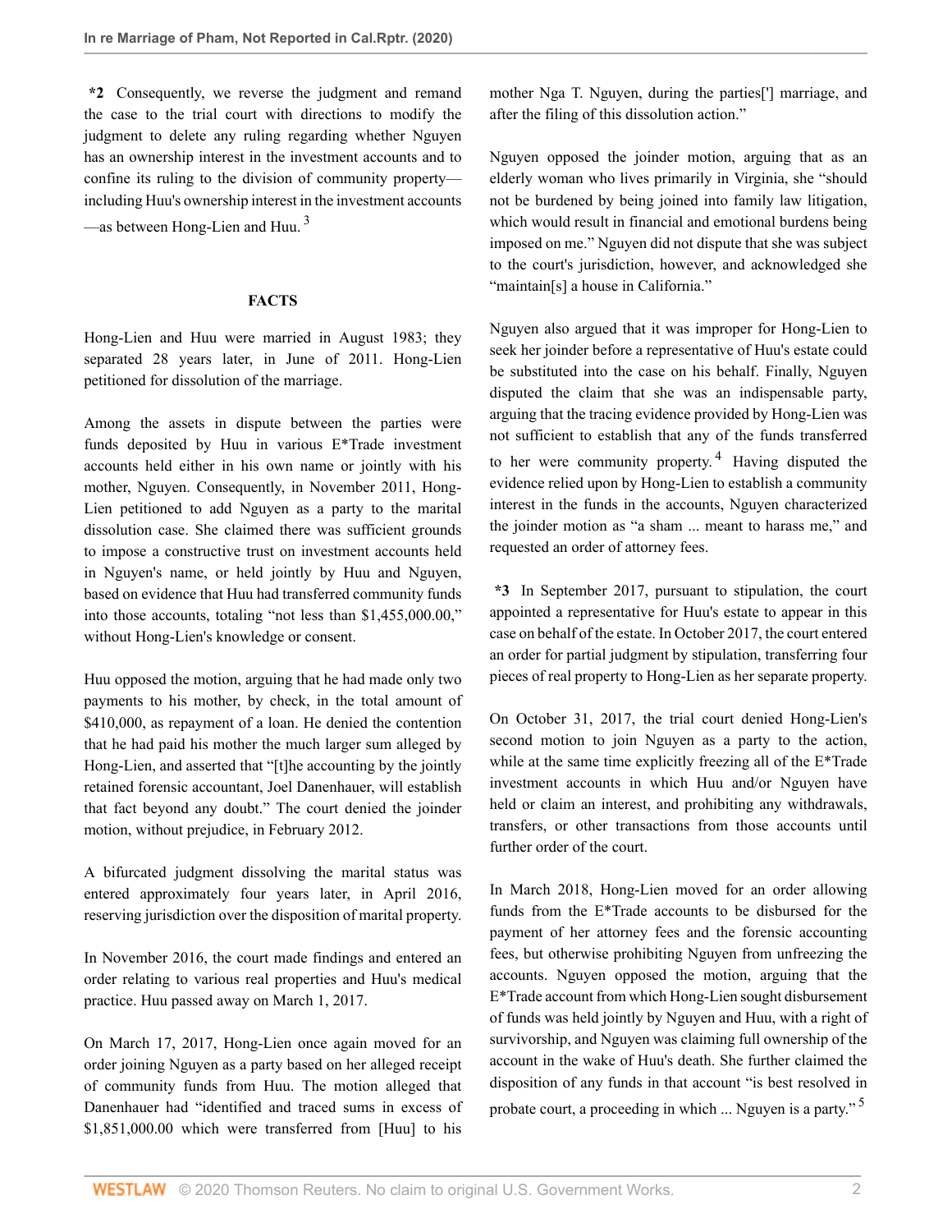**\*2** Consequently, we reverse the judgment and remand the case to the trial court with directions to modify the judgment to delete any ruling regarding whether Nguyen has an ownership interest in the investment accounts and to confine its ruling to the division of community property—including Huu's ownership interest in the investment accounts—as between Hong-Lien and Huu. [3]

## FACTS

Hong-Lien and Huu were married in August 1983; they separated 28 years later, in June of 2011. Hong-Lien petitioned for dissolution of the marriage.

Among the assets in dispute between the parties were funds deposited by Huu in various E*Trade investment accounts held either in his own name or jointly with his mother, Nguyen. Consequently, in November 2011, Hong-Lien petitioned to add Nguyen as a party to the marital dissolution case. She claimed there was sufficient grounds to impose a constructive trust on investment accounts held in Nguyen's name, or held jointly by Huu and Nguyen, based on evidence that Huu had transferred community funds into those accounts, totaling "not less than $1,455,000.00," without Hong-Lien's knowledge or consent.

Huu opposed the motion, arguing that he had made only two payments to his mother, by check, in the total amount of $410,000, as repayment of a loan. He denied the contention that he had paid his mother the much larger sum alleged by Hong-Lien, and asserted that "[t]he accounting by the jointly retained forensic accountant, Joel Danenhauer, will establish that fact beyond any doubt." The court denied the joinder motion, without prejudice, in February 2012.

A bifurcated judgment dissolving the marital status was entered approximately four years later, in April 2016, reserving jurisdiction over the disposition of marital property.

In November 2016, the court made findings and entered an order relating to various real properties and Huu's medical practice. Huu passed away on March 1, 2017.

On March 17, 2017, Hong-Lien once again moved for an order joining Nguyen as a party based on her alleged receipt of community funds from Huu. The motion alleged that Danenhauer had "identified and traced sums in excess of $1,851,000.00 which were transferred from [Huu] to his mother Nga T. Nguyen, during the parties['] marriage, and after the filing of this dissolution action."

Nguyen opposed the joinder motion, arguing that as an elderly woman who lives primarily in Virginia, she "should not be burdened by being joined into family law litigation, which would result in financial and emotional burdens being imposed on me." Nguyen did not dispute that she was subject to the court's jurisdiction, however, and acknowledged she "maintain[s] a house in California."

Nguyen also argued that it was improper for Hong-Lien to seek her joinder before a representative of Huu's estate could be substituted into the case on his behalf. Finally, Nguyen disputed the claim that she was an indispensable party, arguing that the tracing evidence provided by Hong-Lien was not sufficient to establish that any of the funds transferred to her were community property. [4] Having disputed the evidence relied upon by Hong-Lien to establish a community interest in the funds in the accounts, Nguyen characterized the joinder motion as "a sham ... meant to harass me," and requested an order of attorney fees.

**\*3** In September 2017, pursuant to stipulation, the court appointed a representative for Huu's estate to appear in this case on behalf of the estate. In October 2017, the court entered an order for partial judgment by stipulation, transferring four pieces of real property to Hong-Lien as her separate property.

On October 31, 2017, the trial court denied Hong-Lien's second motion to join Nguyen as a party to the action, while at the same time explicitly freezing all of the E*Trade investment accounts in which Huu and/or Nguyen have held or claim an interest, and prohibiting any withdrawals, transfers, or other transactions from those accounts until further order of the court.

In March 2018, Hong-Lien moved for an order allowing funds from the E*Trade accounts to be disbursed for the payment of her attorney fees and the forensic accounting fees, but otherwise prohibiting Nguyen from unfreezing the accounts. Nguyen opposed the motion, arguing that the E*Trade account from which Hong-Lien sought disbursement of funds was held jointly by Nguyen and Huu, with a right of survivorship, and Nguyen was claiming full ownership of the account in the wake of Huu's death. She further claimed the disposition of any funds in that account "is best resolved in probate court, a proceeding in which ... Nguyen is a party." [5]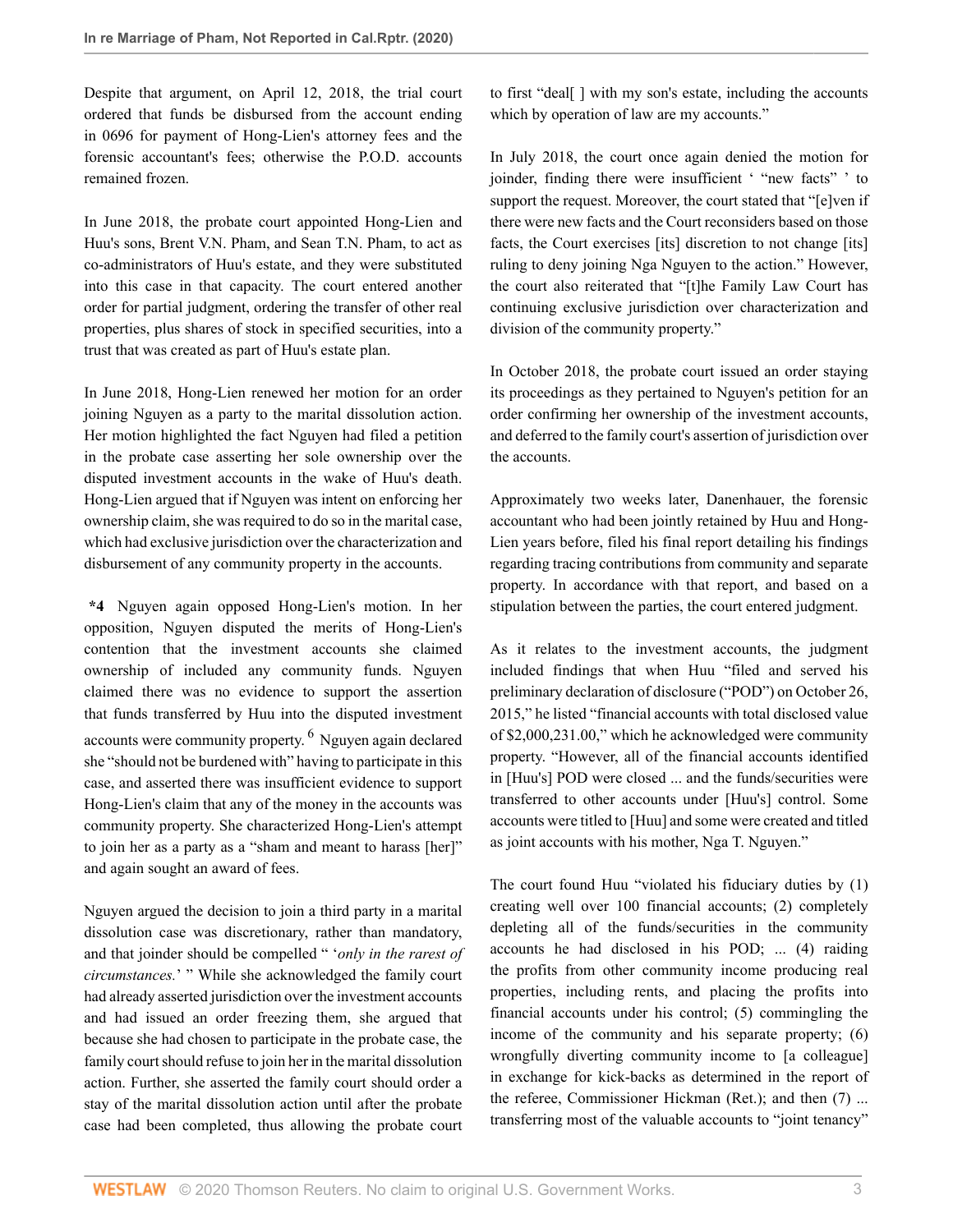Despite that argument, on April 12, 2018, the trial court ordered that funds be disbursed from the account ending in 0696 for payment of Hong-Lien's attorney fees and the forensic accountant's fees; otherwise the P.O.D. accounts remained frozen.

In June 2018, the probate court appointed Hong-Lien and Huu's sons, Brent V.N. Pham, and Sean T.N. Pham, to act as co-administrators of Huu's estate, and they were substituted into this case in that capacity. The court entered another order for partial judgment, ordering the transfer of other real properties, plus shares of stock in specified securities, into a trust that was created as part of Huu's estate plan.

In June 2018, Hong-Lien renewed her motion for an order joining Nguyen as a party to the marital dissolution action. Her motion highlighted the fact Nguyen had filed a petition in the probate case asserting her sole ownership over the disputed investment accounts in the wake of Huu's death. Hong-Lien argued that if Nguyen was intent on enforcing her ownership claim, she was required to do so in the marital case, which had exclusive jurisdiction over the characterization and disbursement of any community property in the accounts.

**\*4** Nguyen again opposed Hong-Lien's motion. In her opposition, Nguyen disputed the merits of Hong-Lien's contention that the investment accounts she claimed ownership of included any community funds. Nguyen claimed there was no evidence to support the assertion that funds transferred by Huu into the disputed investment accounts were community property. [6] Nguyen again declared she "should not be burdened with" having to participate in this case, and asserted there was insufficient evidence to support Hong-Lien's claim that any of the money in the accounts was community property. She characterized Hong-Lien's attempt to join her as a party as a "sham and meant to harass [her]" and again sought an award of fees.

Nguyen argued the decision to join a third party in a marital dissolution case was discretionary, rather than mandatory, and that joinder should be compelled " '*only in the rarest of circumstances.*' " While she acknowledged the family court had already asserted jurisdiction over the investment accounts and had issued an order freezing them, she argued that because she had chosen to participate in the probate case, the family court should refuse to join her in the marital dissolution action. Further, she asserted the family court should order a stay of the marital dissolution action until after the probate case had been completed, thus allowing the probate court to first "deal[ ] with my son's estate, including the accounts which by operation of law are my accounts."

In July 2018, the court once again denied the motion for joinder, finding there were insufficient ' "new facts" ' to support the request. Moreover, the court stated that "[e]ven if there were new facts and the Court reconsiders based on those facts, the Court exercises [its] discretion to not change [its] ruling to deny joining Nga Nguyen to the action." However, the court also reiterated that "[t]he Family Law Court has continuing exclusive jurisdiction over characterization and division of the community property."

In October 2018, the probate court issued an order staying its proceedings as they pertained to Nguyen's petition for an order confirming her ownership of the investment accounts, and deferred to the family court's assertion of jurisdiction over the accounts.

Approximately two weeks later, Danenhauer, the forensic accountant who had been jointly retained by Huu and Hong-Lien years before, filed his final report detailing his findings regarding tracing contributions from community and separate property. In accordance with that report, and based on a stipulation between the parties, the court entered judgment.

As it relates to the investment accounts, the judgment included findings that when Huu "filed and served his preliminary declaration of disclosure ("POD") on October 26, 2015," he listed "financial accounts with total disclosed value of $2,000,231.00," which he acknowledged were community property. "However, all of the financial accounts identified in [Huu's] POD were closed ... and the funds/securities were transferred to other accounts under [Huu's] control. Some accounts were titled to [Huu] and some were created and titled as joint accounts with his mother, Nga T. Nguyen."

The court found Huu "violated his fiduciary duties by (1) creating well over 100 financial accounts; (2) completely depleting all of the funds/securities in the community accounts he had disclosed in his POD; ... (4) raiding the profits from other community income producing real properties, including rents, and placing the profits into financial accounts under his control; (5) commingling the income of the community and his separate property; (6) wrongfully diverting community income to [a colleague] in exchange for kick-backs as determined in the report of the referee, Commissioner Hickman (Ret.); and then (7) ... transferring most of the valuable accounts to "joint tenancy"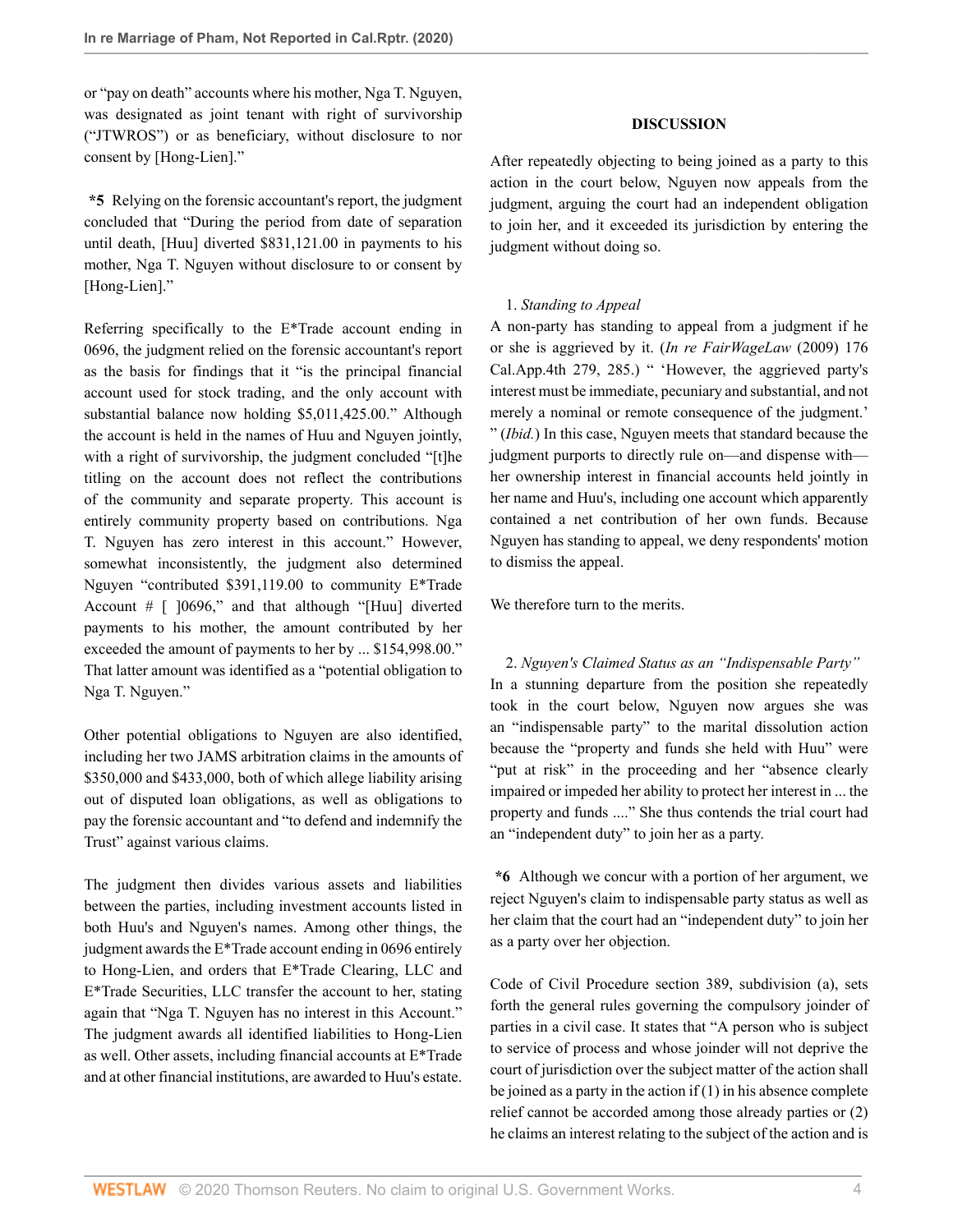or "pay on death" accounts where his mother, Nga T. Nguyen, was designated as joint tenant with right of survivorship ("JTWROS") or as beneficiary, without disclosure to nor consent by [Hong-Lien]."

**\*5** Relying on the forensic accountant's report, the judgment concluded that "During the period from date of separation until death, [Huu] diverted $831,121.00 in payments to his mother, Nga T. Nguyen without disclosure to or consent by [Hong-Lien]."

Referring specifically to the E*Trade account ending in 0696, the judgment relied on the forensic accountant's report as the basis for findings that it "is the principal financial account used for stock trading, and the only account with substantial balance now holding $5,011,425.00." Although the account is held in the names of Huu and Nguyen jointly, with a right of survivorship, the judgment concluded "[t]he titling on the account does not reflect the contributions of the community and separate property. This account is entirely community property based on contributions. Nga T. Nguyen has zero interest in this account." However, somewhat inconsistently, the judgment also determined Nguyen "contributed $391,119.00 to community E*Trade Account # [ ]0696," and that although "[Huu] diverted payments to his mother, the amount contributed by her exceeded the amount of payments to her by ... $154,998.00." That latter amount was identified as a "potential obligation to Nga T. Nguyen."

Other potential obligations to Nguyen are also identified, including her two JAMS arbitration claims in the amounts of $350,000 and $433,000, both of which allege liability arising out of disputed loan obligations, as well as obligations to pay the forensic accountant and "to defend and indemnify the Trust" against various claims.

The judgment then divides various assets and liabilities between the parties, including investment accounts listed in both Huu's and Nguyen's names. Among other things, the judgment awards the E*Trade account ending in 0696 entirely to Hong-Lien, and orders that E*Trade Clearing, LLC and E*Trade Securities, LLC transfer the account to her, stating again that "Nga T. Nguyen has no interest in this Account." The judgment awards all identified liabilities to Hong-Lien as well. Other assets, including financial accounts at E*Trade and at other financial institutions, are awarded to Huu's estate.

## DISCUSSION

After repeatedly objecting to being joined as a party to this action in the court below, Nguyen now appeals from the judgment, arguing the court had an independent obligation to join her, and it exceeded its jurisdiction by entering the judgment without doing so.

1. *Standing to Appeal*

A non-party has standing to appeal from a judgment if he or she is aggrieved by it. (*In re FairWageLaw* (2009) 176 Cal.App.4th 279, 285.) " 'However, the aggrieved party's interest must be immediate, pecuniary and substantial, and not merely a nominal or remote consequence of the judgment.' " (*Ibid.*) In this case, Nguyen meets that standard because the judgment purports to directly rule on—and dispense with—her ownership interest in financial accounts held jointly in her name and Huu's, including one account which apparently contained a net contribution of her own funds. Because Nguyen has standing to appeal, we deny respondents' motion to dismiss the appeal.

We therefore turn to the merits.

2. *Nguyen's Claimed Status as an "Indispensable Party"*

In a stunning departure from the position she repeatedly took in the court below, Nguyen now argues she was an "indispensable party" to the marital dissolution action because the "property and funds she held with Huu" were "put at risk" in the proceeding and her "absence clearly impaired or impeded her ability to protect her interest in ... the property and funds ...." She thus contends the trial court had an "independent duty" to join her as a party.

**\*6** Although we concur with a portion of her argument, we reject Nguyen's claim to indispensable party status as well as her claim that the court had an "independent duty" to join her as a party over her objection.

Code of Civil Procedure section 389, subdivision (a), sets forth the general rules governing the compulsory joinder of parties in a civil case. It states that "A person who is subject to service of process and whose joinder will not deprive the court of jurisdiction over the subject matter of the action shall be joined as a party in the action if (1) in his absence complete relief cannot be accorded among those already parties or (2) he claims an interest relating to the subject of the action and is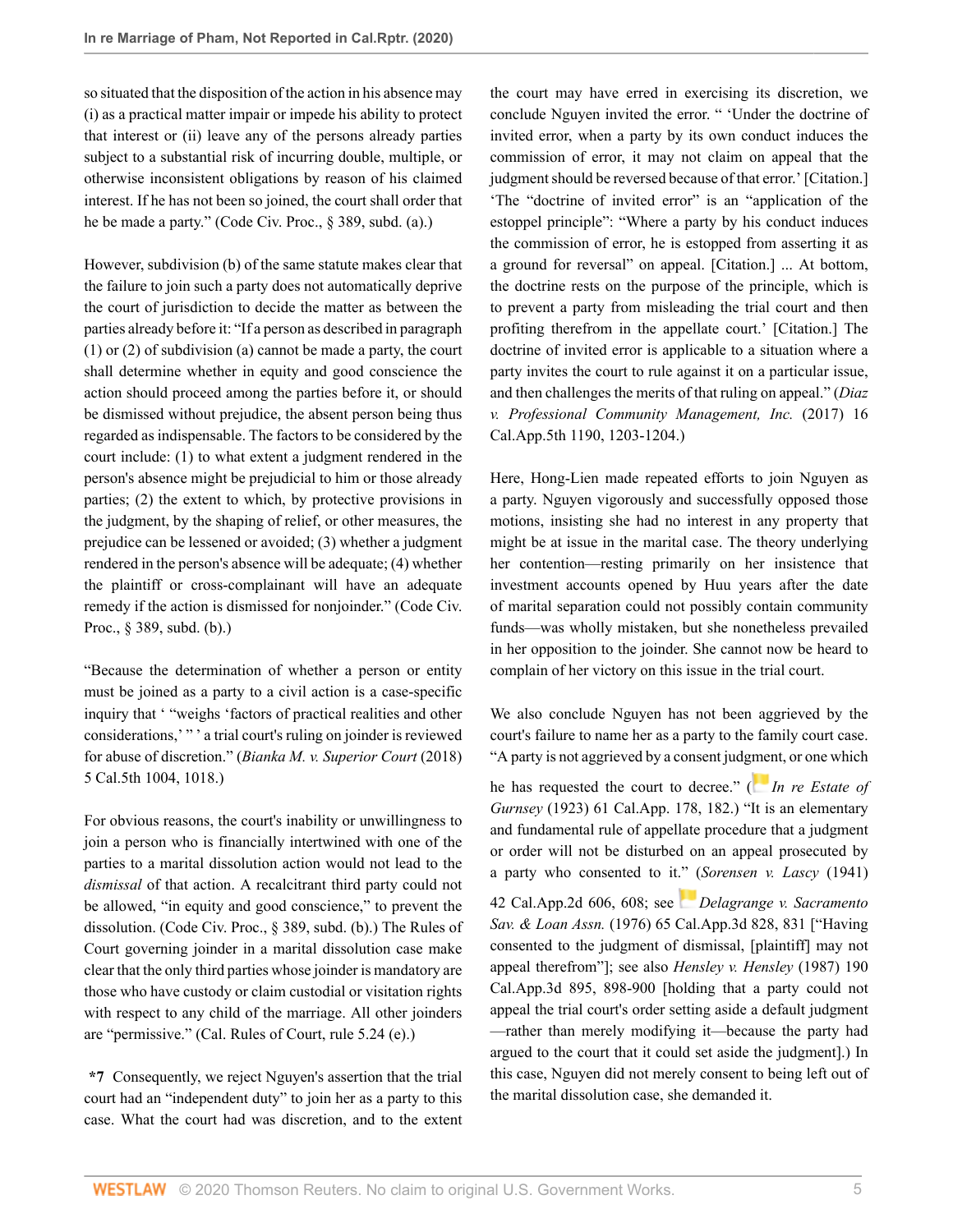so situated that the disposition of the action in his absence may (i) as a practical matter impair or impede his ability to protect that interest or (ii) leave any of the persons already parties subject to a substantial risk of incurring double, multiple, or otherwise inconsistent obligations by reason of his claimed interest. If he has not been so joined, the court shall order that he be made a party." (Code Civ. Proc., § 389, subd. (a).)

However, subdivision (b) of the same statute makes clear that the failure to join such a party does not automatically deprive the court of jurisdiction to decide the matter as between the parties already before it: "If a person as described in paragraph (1) or (2) of subdivision (a) cannot be made a party, the court shall determine whether in equity and good conscience the action should proceed among the parties before it, or should be dismissed without prejudice, the absent person being thus regarded as indispensable. The factors to be considered by the court include: (1) to what extent a judgment rendered in the person's absence might be prejudicial to him or those already parties; (2) the extent to which, by protective provisions in the judgment, by the shaping of relief, or other measures, the prejudice can be lessened or avoided; (3) whether a judgment rendered in the person's absence will be adequate; (4) whether the plaintiff or cross-complainant will have an adequate remedy if the action is dismissed for nonjoinder." (Code Civ. Proc., § 389, subd. (b).)

"Because the determination of whether a person or entity must be joined as a party to a civil action is a case-specific inquiry that ' "weighs 'factors of practical realities and other considerations,' " ' a trial court's ruling on joinder is reviewed for abuse of discretion." (*Bianka M. v. Superior Court* (2018) 5 Cal.5th 1004, 1018.)

For obvious reasons, the court's inability or unwillingness to join a person who is financially intertwined with one of the parties to a marital dissolution action would not lead to the *dismissal* of that action. A recalcitrant third party could not be allowed, "in equity and good conscience," to prevent the dissolution. (Code Civ. Proc., § 389, subd. (b).) The Rules of Court governing joinder in a marital dissolution case make clear that the only third parties whose joinder is mandatory are those who have custody or claim custodial or visitation rights with respect to any child of the marriage. All other joinders are "permissive." (Cal. Rules of Court, rule 5.24 (e).)

**\*7** Consequently, we reject Nguyen's assertion that the trial court had an "independent duty" to join her as a party to this case. What the court had was discretion, and to the extent the court may have erred in exercising its discretion, we conclude Nguyen invited the error. " 'Under the doctrine of invited error, when a party by its own conduct induces the commission of error, it may not claim on appeal that the judgment should be reversed because of that error.' [Citation.] 'The "doctrine of invited error" is an "application of the estoppel principle": "Where a party by his conduct induces the commission of error, he is estopped from asserting it as a ground for reversal" on appeal. [Citation.] ... At bottom, the doctrine rests on the purpose of the principle, which is to prevent a party from misleading the trial court and then profiting therefrom in the appellate court.' [Citation.] The doctrine of invited error is applicable to a situation where a party invites the court to rule against it on a particular issue, and then challenges the merits of that ruling on appeal." (*Diaz v. Professional Community Management, Inc.* (2017) 16 Cal.App.5th 1190, 1203-1204.)

Here, Hong-Lien made repeated efforts to join Nguyen as a party. Nguyen vigorously and successfully opposed those motions, insisting she had no interest in any property that might be at issue in the marital case. The theory underlying her contention—resting primarily on her insistence that investment accounts opened by Huu years after the date of marital separation could not possibly contain community funds—was wholly mistaken, but she nonetheless prevailed in her opposition to the joinder. She cannot now be heard to complain of her victory on this issue in the trial court.

We also conclude Nguyen has not been aggrieved by the court's failure to name her as a party to the family court case. "A party is not aggrieved by a consent judgment, or one which he has requested the court to decree." (*In re Estate of Gurnsey* (1923) 61 Cal.App. 178, 182.) "It is an elementary and fundamental rule of appellate procedure that a judgment or order will not be disturbed on an appeal prosecuted by a party who consented to it." (*Sorensen v. Lascy* (1941) 42 Cal.App.2d 606, 608; see *Delagrange v. Sacramento Sav. & Loan Assn.* (1976) 65 Cal.App.3d 828, 831 ["Having consented to the judgment of dismissal, [plaintiff] may not appeal therefrom"]; see also *Hensley v. Hensley* (1987) 190 Cal.App.3d 895, 898-900 [holding that a party could not appeal the trial court's order setting aside a default judgment —rather than merely modifying it—because the party had argued to the court that it could set aside the judgment].) In this case, Nguyen did not merely consent to being left out of the marital dissolution case, she demanded it.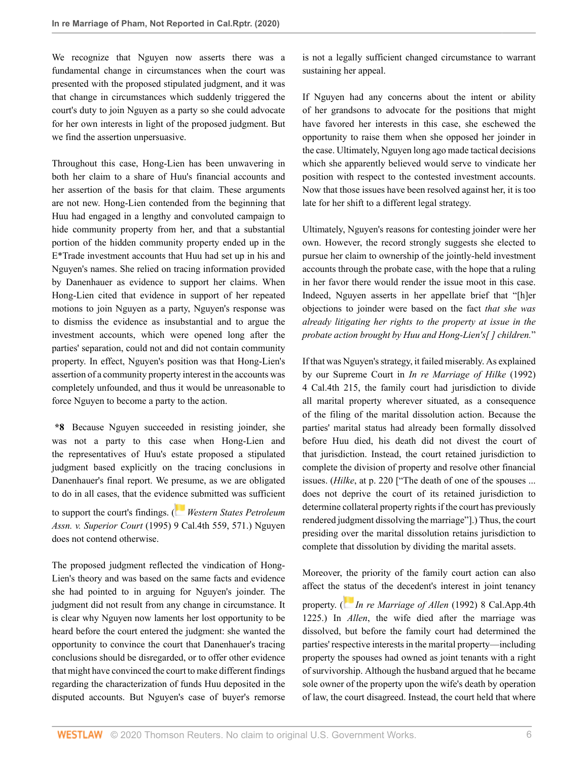We recognize that Nguyen now asserts there was a fundamental change in circumstances when the court was presented with the proposed stipulated judgment, and it was that change in circumstances which suddenly triggered the court's duty to join Nguyen as a party so she could advocate for her own interests in light of the proposed judgment. But we find the assertion unpersuasive.

Throughout this case, Hong-Lien has been unwavering in both her claim to a share of Huu's financial accounts and her assertion of the basis for that claim. These arguments are not new. Hong-Lien contended from the beginning that Huu had engaged in a lengthy and convoluted campaign to hide community property from her, and that a substantial portion of the hidden community property ended up in the E*Trade investment accounts that Huu had set up in his and Nguyen's names. She relied on tracing information provided by Danenhauer as evidence to support her claims. When Hong-Lien cited that evidence in support of her repeated motions to join Nguyen as a party, Nguyen's response was to dismiss the evidence as insubstantial and to argue the investment accounts, which were opened long after the parties' separation, could not and did not contain community property. In effect, Nguyen's position was that Hong-Lien's assertion of a community property interest in the accounts was completely unfounded, and thus it would be unreasonable to force Nguyen to become a party to the action.

**\*8** Because Nguyen succeeded in resisting joinder, she was not a party to this case when Hong-Lien and the representatives of Huu's estate proposed a stipulated judgment based explicitly on the tracing conclusions in Danenhauer's final report. We presume, as we are obligated to do in all cases, that the evidence submitted was sufficient to support the court's findings. (*Western States Petroleum Assn. v. Superior Court* (1995) 9 Cal.4th 559, 571.) Nguyen does not contend otherwise.

The proposed judgment reflected the vindication of Hong-Lien's theory and was based on the same facts and evidence she had pointed to in arguing for Nguyen's joinder. The judgment did not result from any change in circumstance. It is clear why Nguyen now laments her lost opportunity to be heard before the court entered the judgment: she wanted the opportunity to convince the court that Danenhauer's tracing conclusions should be disregarded, or to offer other evidence that might have convinced the court to make different findings regarding the characterization of funds Huu deposited in the disputed accounts. But Nguyen's case of buyer's remorse is not a legally sufficient changed circumstance to warrant sustaining her appeal.

If Nguyen had any concerns about the intent or ability of her grandsons to advocate for the positions that might have favored her interests in this case, she eschewed the opportunity to raise them when she opposed her joinder in the case. Ultimately, Nguyen long ago made tactical decisions which she apparently believed would serve to vindicate her position with respect to the contested investment accounts. Now that those issues have been resolved against her, it is too late for her shift to a different legal strategy.

Ultimately, Nguyen's reasons for contesting joinder were her own. However, the record strongly suggests she elected to pursue her claim to ownership of the jointly-held investment accounts through the probate case, with the hope that a ruling in her favor there would render the issue moot in this case. Indeed, Nguyen asserts in her appellate brief that "[h]er objections to joinder were based on the fact *that she was already litigating her rights to the property at issue in the probate action brought by Huu and Hong-Lien's[ ] children.*"

If that was Nguyen's strategy, it failed miserably. As explained by our Supreme Court in *In re Marriage of Hilke* (1992) 4 Cal.4th 215, the family court had jurisdiction to divide all marital property wherever situated, as a consequence of the filing of the marital dissolution action. Because the parties' marital status had already been formally dissolved before Huu died, his death did not divest the court of that jurisdiction. Instead, the court retained jurisdiction to complete the division of property and resolve other financial issues. (*Hilke*, at p. 220 ["The death of one of the spouses ... does not deprive the court of its retained jurisdiction to determine collateral property rights if the court has previously rendered judgment dissolving the marriage"].) Thus, the court presiding over the marital dissolution retains jurisdiction to complete that dissolution by dividing the marital assets.

Moreover, the priority of the family court action can also affect the status of the decedent's interest in joint tenancy property. (*In re Marriage of Allen* (1992) 8 Cal.App.4th 1225.) In *Allen*, the wife died after the marriage was dissolved, but before the family court had determined the parties' respective interests in the marital property—including property the spouses had owned as joint tenants with a right of survivorship. Although the husband argued that he became sole owner of the property upon the wife's death by operation of law, the court disagreed. Instead, the court held that where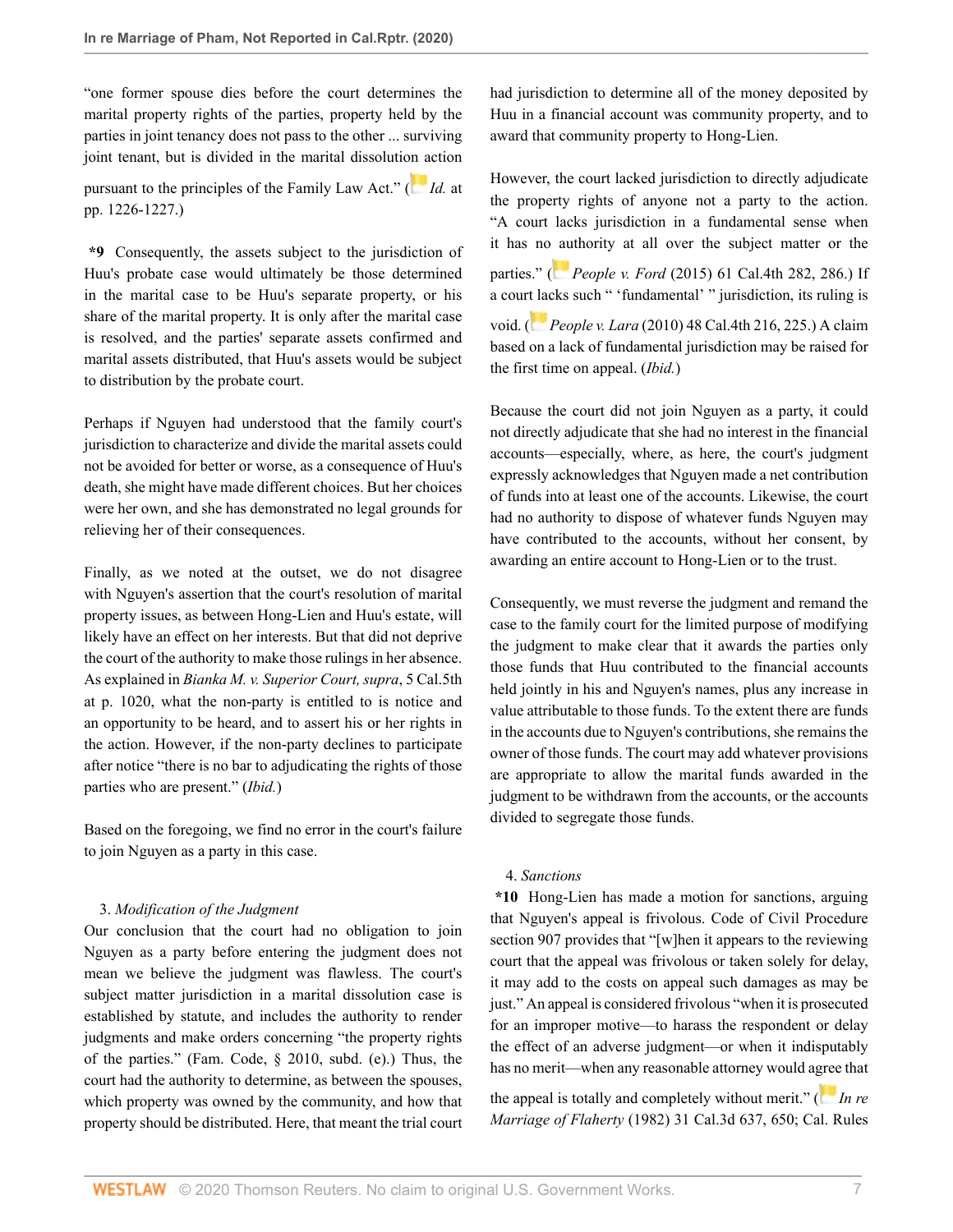"one former spouse dies before the court determines the marital property rights of the parties, property held by the parties in joint tenancy does not pass to the other ... surviving joint tenant, but is divided in the marital dissolution action pursuant to the principles of the Family Law Act." (*Id.* at pp. 1226-1227.)

**\*9** Consequently, the assets subject to the jurisdiction of Huu's probate case would ultimately be those determined in the marital case to be Huu's separate property, or his share of the marital property. It is only after the marital case is resolved, and the parties' separate assets confirmed and marital assets distributed, that Huu's assets would be subject to distribution by the probate court.

Perhaps if Nguyen had understood that the family court's jurisdiction to characterize and divide the marital assets could not be avoided for better or worse, as a consequence of Huu's death, she might have made different choices. But her choices were her own, and she has demonstrated no legal grounds for relieving her of their consequences.

Finally, as we noted at the outset, we do not disagree with Nguyen's assertion that the court's resolution of marital property issues, as between Hong-Lien and Huu's estate, will likely have an effect on her interests. But that did not deprive the court of the authority to make those rulings in her absence. As explained in *Bianka M. v. Superior Court, supra*, 5 Cal.5th at p. 1020, what the non-party is entitled to is notice and an opportunity to be heard, and to assert his or her rights in the action. However, if the non-party declines to participate after notice "there is no bar to adjudicating the rights of those parties who are present." (*Ibid.*)

Based on the foregoing, we find no error in the court's failure to join Nguyen as a party in this case.

3. *Modification of the Judgment*

Our conclusion that the court had no obligation to join Nguyen as a party before entering the judgment does not mean we believe the judgment was flawless. The court's subject matter jurisdiction in a marital dissolution case is established by statute, and includes the authority to render judgments and make orders concerning "the property rights of the parties." (Fam. Code, § 2010, subd. (e).) Thus, the court had the authority to determine, as between the spouses, which property was owned by the community, and how that property should be distributed. Here, that meant the trial court had jurisdiction to determine all of the money deposited by Huu in a financial account was community property, and to award that community property to Hong-Lien.

However, the court lacked jurisdiction to directly adjudicate the property rights of anyone not a party to the action. "A court lacks jurisdiction in a fundamental sense when it has no authority at all over the subject matter or the parties." (*People v. Ford* (2015) 61 Cal.4th 282, 286.) If a court lacks such " 'fundamental' " jurisdiction, its ruling is void. (*People v. Lara* (2010) 48 Cal.4th 216, 225.) A claim based on a lack of fundamental jurisdiction may be raised for the first time on appeal. (*Ibid.*)

Because the court did not join Nguyen as a party, it could not directly adjudicate that she had no interest in the financial accounts—especially, where, as here, the court's judgment expressly acknowledges that Nguyen made a net contribution of funds into at least one of the accounts. Likewise, the court had no authority to dispose of whatever funds Nguyen may have contributed to the accounts, without her consent, by awarding an entire account to Hong-Lien or to the trust.

Consequently, we must reverse the judgment and remand the case to the family court for the limited purpose of modifying the judgment to make clear that it awards the parties only those funds that Huu contributed to the financial accounts held jointly in his and Nguyen's names, plus any increase in value attributable to those funds. To the extent there are funds in the accounts due to Nguyen's contributions, she remains the owner of those funds. The court may add whatever provisions are appropriate to allow the marital funds awarded in the judgment to be withdrawn from the accounts, or the accounts divided to segregate those funds.

4. *Sanctions*

**\*10** Hong-Lien has made a motion for sanctions, arguing that Nguyen's appeal is frivolous. Code of Civil Procedure section 907 provides that "[w]hen it appears to the reviewing court that the appeal was frivolous or taken solely for delay, it may add to the costs on appeal such damages as may be just." An appeal is considered frivolous "when it is prosecuted for an improper motive—to harass the respondent or delay the effect of an adverse judgment—or when it indisputably has no merit—when any reasonable attorney would agree that the appeal is totally and completely without merit." (*In re Marriage of Flaherty* (1982) 31 Cal.3d 637, 650; Cal. Rules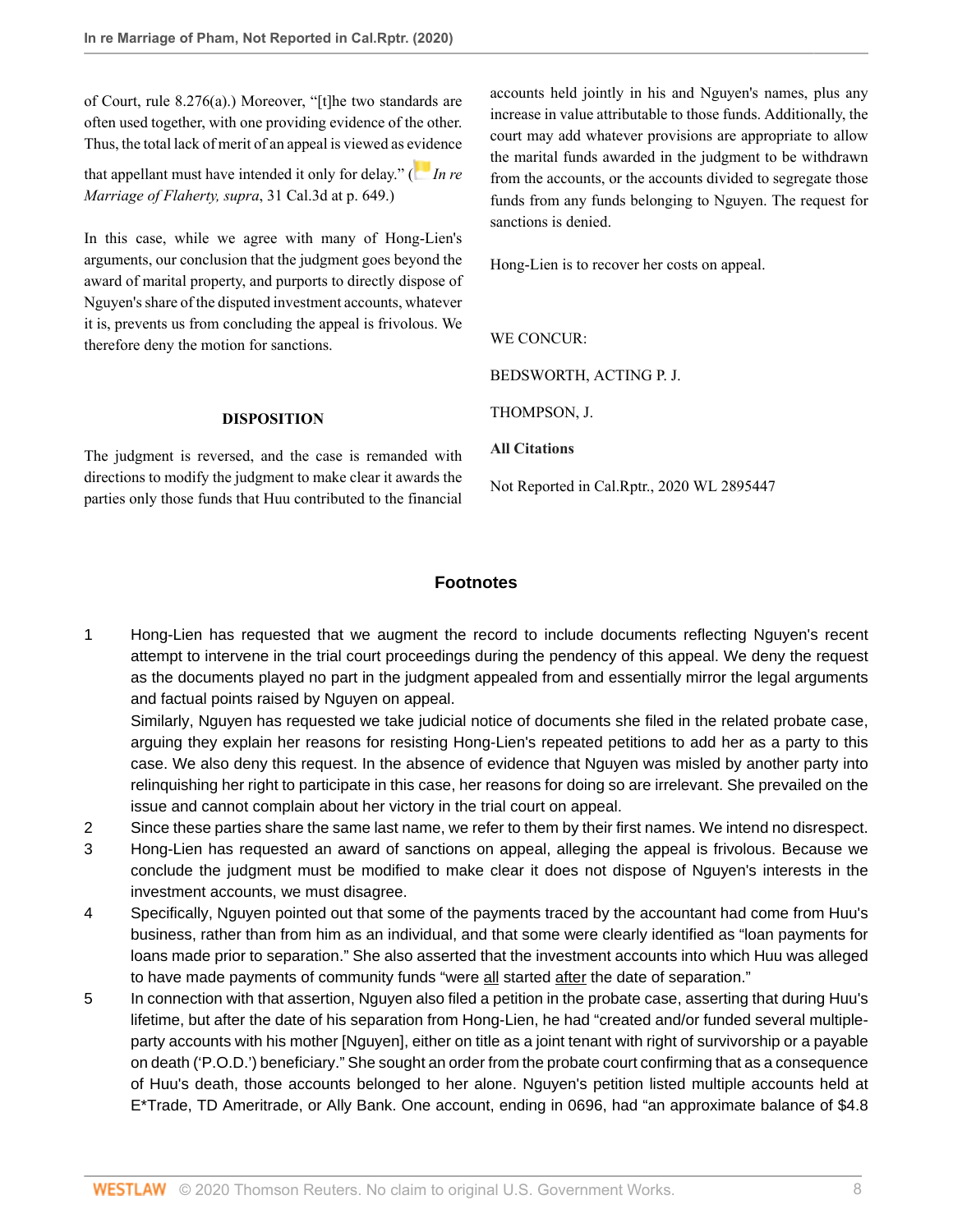of Court, rule 8.276(a).) Moreover, "[t]he two standards are often used together, with one providing evidence of the other. Thus, the total lack of merit of an appeal is viewed as evidence that appellant must have intended it only for delay." (*In re Marriage of Flaherty, supra*, 31 Cal.3d at p. 649.)

In this case, while we agree with many of Hong-Lien's arguments, our conclusion that the judgment goes beyond the award of marital property, and purports to directly dispose of Nguyen's share of the disputed investment accounts, whatever it is, prevents us from concluding the appeal is frivolous. We therefore deny the motion for sanctions.

## DISPOSITION

The judgment is reversed, and the case is remanded with directions to modify the judgment to make clear it awards the parties only those funds that Huu contributed to the financial accounts held jointly in his and Nguyen's names, plus any increase in value attributable to those funds. Additionally, the court may add whatever provisions are appropriate to allow the marital funds awarded in the judgment to be withdrawn from the accounts, or the accounts divided to segregate those funds from any funds belonging to Nguyen. The request for sanctions is denied.

Hong-Lien is to recover her costs on appeal.

WE CONCUR:

BEDSWORTH, ACTING P. J.

THOMPSON, J.

**All Citations**

Not Reported in Cal.Rptr., 2020 WL 2895447

## Footnotes

1. Hong-Lien has requested that we augment the record to include documents reflecting Nguyen's recent attempt to intervene in the trial court proceedings during the pendency of this appeal. We deny the request as the documents played no part in the judgment appealed from and essentially mirror the legal arguments and factual points raised by Nguyen on appeal.

   Similarly, Nguyen has requested we take judicial notice of documents she filed in the related probate case, arguing they explain her reasons for resisting Hong-Lien's repeated petitions to add her as a party to this case. We also deny this request. In the absence of evidence that Nguyen was misled by another party into relinquishing her right to participate in this case, her reasons for doing so are irrelevant. She prevailed on the issue and cannot complain about her victory in the trial court on appeal.
2. Since these parties share the same last name, we refer to them by their first names. We intend no disrespect.
3. Hong-Lien has requested an award of sanctions on appeal, alleging the appeal is frivolous. Because we conclude the judgment must be modified to make clear it does not dispose of Nguyen's interests in the investment accounts, we must disagree.
4. Specifically, Nguyen pointed out that some of the payments traced by the accountant had come from Huu's business, rather than from him as an individual, and that some were clearly identified as "loan payments for loans made prior to separation." She also asserted that the investment accounts into which Huu was alleged to have made payments of community funds "were all started after the date of separation."
5. In connection with that assertion, Nguyen also filed a petition in the probate case, asserting that during Huu's lifetime, but after the date of his separation from Hong-Lien, he had "created and/or funded several multiple-party accounts with his mother [Nguyen], either on title as a joint tenant with right of survivorship or a payable on death ('P.O.D.') beneficiary." She sought an order from the probate court confirming that as a consequence of Huu's death, those accounts belonged to her alone. Nguyen's petition listed multiple accounts held at E*Trade, TD Ameritrade, or Ally Bank. One account, ending in 0696, had "an approximate balance of $4.8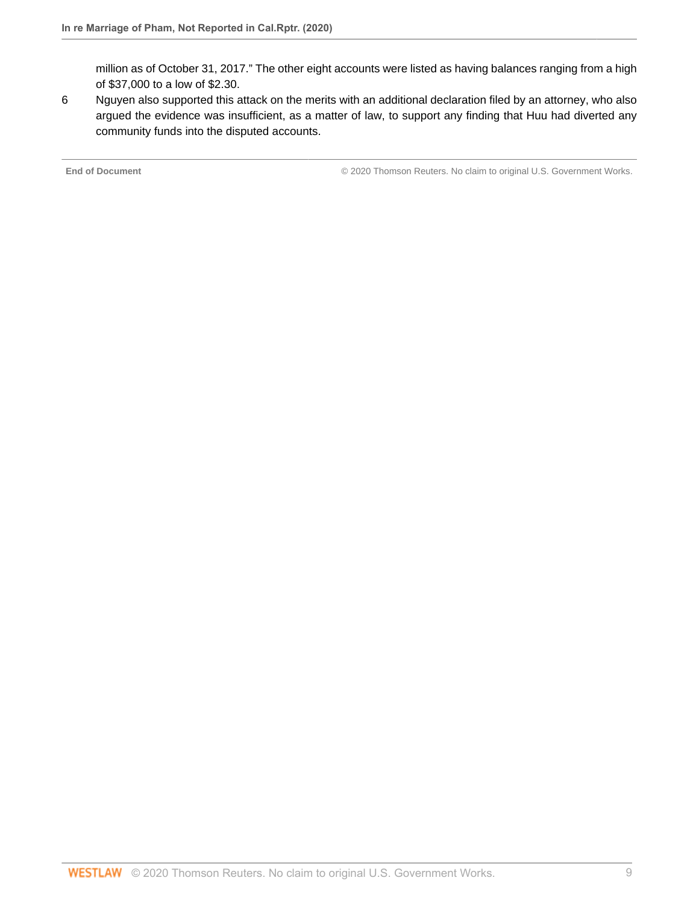million as of October 31, 2017." The other eight accounts were listed as having balances ranging from a high of $37,000 to a low of $2.30.

6 Nguyen also supported this attack on the merits with an additional declaration filed by an attorney, who also argued the evidence was insufficient, as a matter of law, to support any finding that Huu had diverted any community funds into the disputed accounts.

**End of Document** © 2020 Thomson Reuters. No claim to original U.S. Government Works.